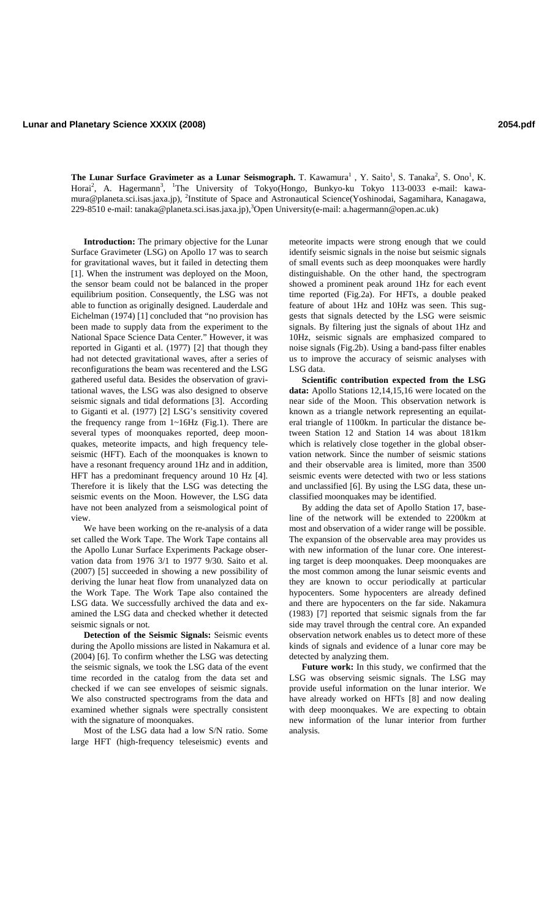**The Lunar Surface Gravimeter as a Lunar Seismograph.** T. Kawamura[1], Y. Saito[1], S. Tanaka[2], S. Ono[1], K. Horai[2], A. Hagermann[3], [1]The University of Tokyo(Hongo, Bunkyo-ku Tokyo 113-0033 e-mail: kawamura@planeta.sci.isas.jaxa.jp), [2]Institute of Space and Astronautical Science(Yoshinodai, Sagamihara, Kanagawa, 229-8510 e-mail: tanaka@planeta.sci.isas.jaxa.jp),[3]Open University(e-mail: a.hagermann@open.ac.uk)

**Introduction:** The primary objective for the Lunar Surface Gravimeter (LSG) on Apollo 17 was to search for gravitational waves, but it failed in detecting them [1]. When the instrument was deployed on the Moon, the sensor beam could not be balanced in the proper equilibrium position. Consequently, the LSG was not able to function as originally designed. Lauderdale and Eichelman (1974) [1] concluded that "no provision has been made to supply data from the experiment to the National Space Science Data Center." However, it was reported in Giganti et al. (1977) [2] that though they had not detected gravitational waves, after a series of reconfigurations the beam was recentered and the LSG gathered useful data. Besides the observation of gravitational waves, the LSG was also designed to observe seismic signals and tidal deformations [3]. According to Giganti et al. (1977) [2] LSG's sensitivity covered the frequency range from 1~16Hz (Fig.1). There are several types of moonquakes reported, deep moonquakes, meteorite impacts, and high frequency teleseismic (HFT). Each of the moonquakes is known to have a resonant frequency around 1Hz and in addition, HFT has a predominant frequency around 10 Hz [4]. Therefore it is likely that the LSG was detecting the seismic events on the Moon. However, the LSG data have not been analyzed from a seismological point of view.

We have been working on the re-analysis of a data set called the Work Tape. The Work Tape contains all the Apollo Lunar Surface Experiments Package observation data from 1976 3/1 to 1977 9/30. Saito et al. (2007) [5] succeeded in showing a new possibility of deriving the lunar heat flow from unanalyzed data on the Work Tape. The Work Tape also contained the LSG data. We successfully archived the data and examined the LSG data and checked whether it detected seismic signals or not.

**Detection of the Seismic Signals:** Seismic events during the Apollo missions are listed in Nakamura et al. (2004) [6]. To confirm whether the LSG was detecting the seismic signals, we took the LSG data of the event time recorded in the catalog from the data set and checked if we can see envelopes of seismic signals. We also constructed spectrograms from the data and examined whether signals were spectrally consistent with the signature of moonquakes.

Most of the LSG data had a low S/N ratio. Some large HFT (high-frequency teleseismic) events and meteorite impacts were strong enough that we could identify seismic signals in the noise but seismic signals of small events such as deep moonquakes were hardly distinguishable. On the other hand, the spectrogram showed a prominent peak around 1Hz for each event time reported (Fig.2a). For HFTs, a double peaked feature of about 1Hz and 10Hz was seen. This suggests that signals detected by the LSG were seismic signals. By filtering just the signals of about 1Hz and 10Hz, seismic signals are emphasized compared to noise signals (Fig.2b). Using a band-pass filter enables us to improve the accuracy of seismic analyses with LSG data.

**Scientific contribution expected from the LSG data:** Apollo Stations 12,14,15,16 were located on the near side of the Moon. This observation network is known as a triangle network representing an equilateral triangle of 1100km. In particular the distance between Station 12 and Station 14 was about 181km which is relatively close together in the global observation network. Since the number of seismic stations and their observable area is limited, more than 3500 seismic events were detected with two or less stations and unclassified [6]. By using the LSG data, these unclassified moonquakes may be identified.

By adding the data set of Apollo Station 17, baseline of the network will be extended to 2200km at most and observation of a wider range will be possible. The expansion of the observable area may provides us with new information of the lunar core. One interesting target is deep moonquakes. Deep moonquakes are the most common among the lunar seismic events and they are known to occur periodically at particular hypocenters. Some hypocenters are already defined and there are hypocenters on the far side. Nakamura (1983) [7] reported that seismic signals from the far side may travel through the central core. An expanded observation network enables us to detect more of these kinds of signals and evidence of a lunar core may be detected by analyzing them.

**Future work:** In this study, we confirmed that the LSG was observing seismic signals. The LSG may provide useful information on the lunar interior. We have already worked on HFTs [8] and now dealing with deep moonquakes. We are expecting to obtain new information of the lunar interior from further analysis.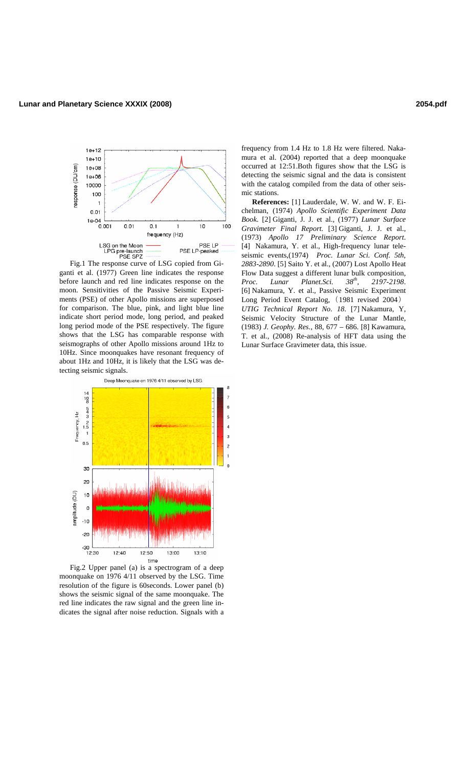1e+12
1e+10
1e+08
1e+06
10000
100
1
0.01
1e-04

response (DU/cm)

0.001 0.01 0.1 1 10 100

frequency (Hz)

LSG on the Moon
LPG pre-launch
PSE SPZ
PSE LP
PSE LP-peaked

Fig.1 The response curve of LSG copied from Giganti et al. (1977) Green line indicates the response before launch and red line indicates response on the moon. Sensitivities of the Passive Seismic Experiments (PSE) of other Apollo missions are superposed for comparison. The blue, pink, and light blue line indicate short period mode, long period, and peaked long period mode of the PSE respectively. The figure shows that the LSG has comparable response with seismographs of other Apollo missions around 1Hz to 10Hz. Since moonquakes have resonant frequency of about 1Hz and 10Hz, it is likely that the LSG was detecting seismic signals.

Deep Moonquake on 1976 4/11 observed by LSG

Frequency, Hz

14
10
8
5
4
3
2
1.5
1
0.5

8
7
6
5
4
3
2
1
0

amplitude (DU)

30
20
10
0
-10
-20
-30

12:30 12:40 12:50 13:00 13:10

time

Fig.2 Upper panel (a) is a spectrogram of a deep moonquake on 1976 4/11 observed by the LSG. Time resolution of the figure is 60seconds. Lower panel (b) shows the seismic signal of the same moonquake. The red line indicates the raw signal and the green line indicates the signal after noise reduction. Signals with a frequency from 1.4 Hz to 1.8 Hz were filtered. Nakamura et al. (2004) reported that a deep moonquake occurred at 12:51.Both figures show that the LSG is detecting the seismic signal and the data is consistent with the catalog compiled from the data of other seismic stations.

**References:** [1] Lauderdale, W. W. and W. F. Eichelman, (1974) *Apollo Scientific Experiment Data Book*. [2] Giganti, J. J. et al., (1977) *Lunar Surface Gravimeter Final Report.* [3] Giganti, J. J. et al., (1973) *Apollo 17 Preliminary Science Report*. [4] Nakamura, Y. et al., High-frequency lunar teleseismic events,(1974) *Proc. Lunar Sci. Conf. 5th, 2883-2890*. [5] Saito Y. et al., (2007) Lost Apollo Heat Flow Data suggest a different lunar bulk composition, *Proc. Lunar Planet.Sci. 38th, 2197-2198*. [6] Nakamura, Y. et al., Passive Seismic Experiment Long Period Event Catalog,（1981 revised 2004） *UTIG Technical Report No. 18*. [7] Nakamura, Y, Seismic Velocity Structure of the Lunar Mantle, (1983) *J. Geophy. Res.*, 88, 677 – 686. [8] Kawamura, T. et al., (2008) Re-analysis of HFT data using the Lunar Surface Gravimeter data, this issue.